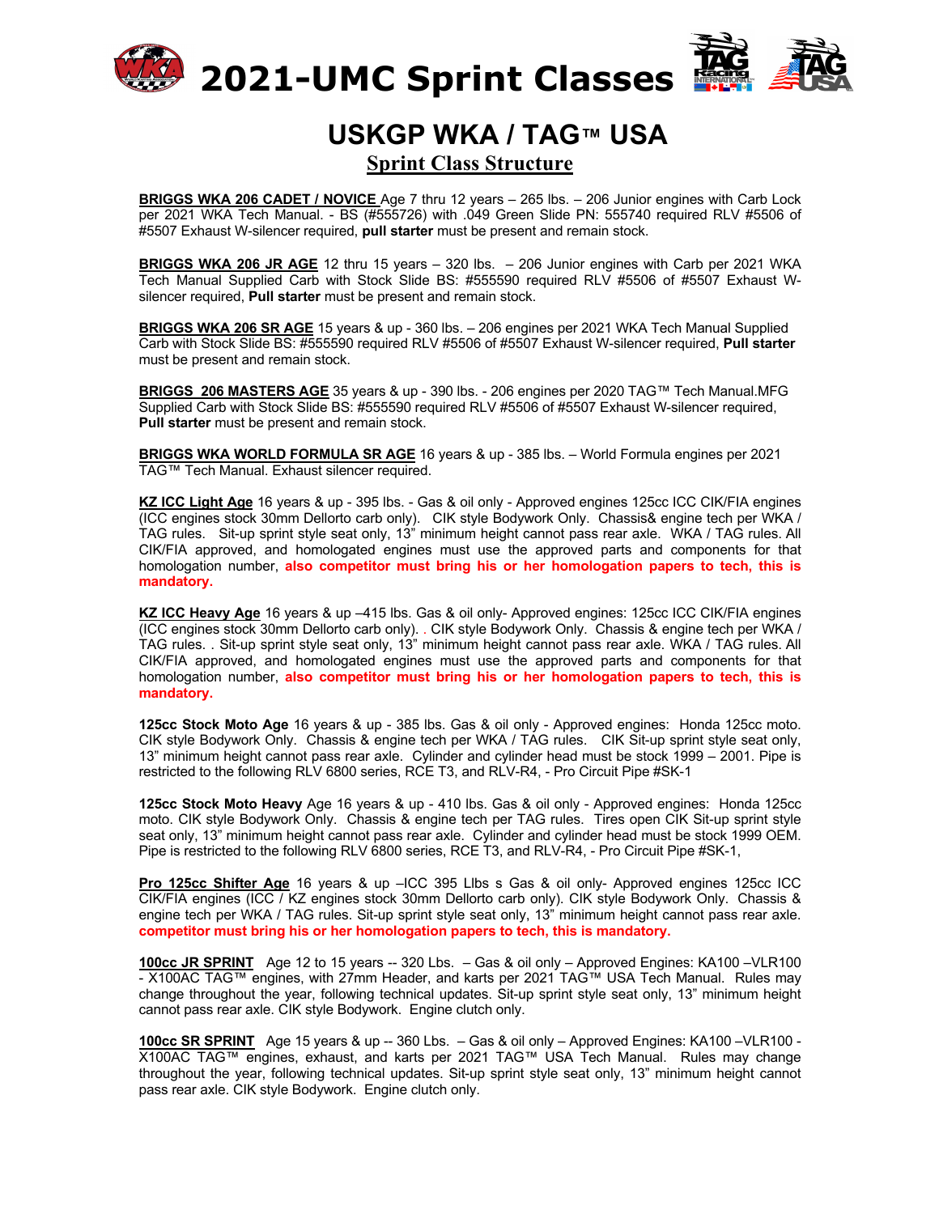# 2021-UMC Sprint Classes

## USKGP WKA / TAG™ USA

### Sprint Class Structure

**BRIGGS WKA 206 CADET / NOVICE** Age 7 thru 12 years – 265 lbs. – 206 Junior engines with Carb Lock per 2021 WKA Tech Manual. - BS (#555726) with .049 Green Slide PN: 555740 required RLV #5506 of #5507 Exhaust W-silencer required, **pull starter** must be present and remain stock.

**BRIGGS WKA 206 JR AGE** 12 thru 15 years – 320 lbs. – 206 Junior engines with Carb per 2021 WKA Tech Manual Supplied Carb with Stock Slide BS: #555590 required RLV #5506 of #5507 Exhaust W-silencer required, **Pull starter** must be present and remain stock.

**BRIGGS WKA 206 SR AGE** 15 years & up - 360 lbs. – 206 engines per 2021 WKA Tech Manual Supplied Carb with Stock Slide BS: #555590 required RLV #5506 of #5507 Exhaust W-silencer required, **Pull starter** must be present and remain stock.

**BRIGGS 206 MASTERS AGE** 35 years & up - 390 lbs. - 206 engines per 2020 TAG™ Tech Manual.MFG Supplied Carb with Stock Slide BS: #555590 required RLV #5506 of #5507 Exhaust W-silencer required, **Pull starter** must be present and remain stock.

**BRIGGS WKA WORLD FORMULA SR AGE** 16 years & up - 385 lbs. – World Formula engines per 2021 TAG™ Tech Manual. Exhaust silencer required.

**KZ ICC Light Age** 16 years & up - 395 lbs. - Gas & oil only - Approved engines 125cc ICC CIK/FIA engines (ICC engines stock 30mm Dellorto carb only). CIK style Bodywork Only. Chassis& engine tech per WKA / TAG rules. Sit-up sprint style seat only, 13" minimum height cannot pass rear axle. WKA / TAG rules. All CIK/FIA approved, and homologated engines must use the approved parts and components for that homologation number, **also competitor must bring his or her homologation papers to tech, this is mandatory.**

**KZ ICC Heavy Age** 16 years & up –415 lbs. Gas & oil only- Approved engines: 125cc ICC CIK/FIA engines (ICC engines stock 30mm Dellorto carb only). . CIK style Bodywork Only. Chassis & engine tech per WKA / TAG rules. . Sit-up sprint style seat only, 13" minimum height cannot pass rear axle. WKA / TAG rules. All CIK/FIA approved, and homologated engines must use the approved parts and components for that homologation number, **also competitor must bring his or her homologation papers to tech, this is mandatory.**

**125cc Stock Moto Age** 16 years & up - 385 lbs. Gas & oil only - Approved engines: Honda 125cc moto. CIK style Bodywork Only. Chassis & engine tech per WKA / TAG rules. CIK Sit-up sprint style seat only, 13" minimum height cannot pass rear axle. Cylinder and cylinder head must be stock 1999 – 2001. Pipe is restricted to the following RLV 6800 series, RCE T3, and RLV-R4, - Pro Circuit Pipe #SK-1

**125cc Stock Moto Heavy** Age 16 years & up - 410 lbs. Gas & oil only - Approved engines: Honda 125cc moto. CIK style Bodywork Only. Chassis & engine tech per TAG rules. Tires open CIK Sit-up sprint style seat only, 13" minimum height cannot pass rear axle. Cylinder and cylinder head must be stock 1999 OEM. Pipe is restricted to the following RLV 6800 series, RCE T3, and RLV-R4, - Pro Circuit Pipe #SK-1,

**Pro 125cc Shifter Age** 16 years & up –ICC 395 Llbs s Gas & oil only- Approved engines 125cc ICC CIK/FIA engines (ICC / KZ engines stock 30mm Dellorto carb only). CIK style Bodywork Only. Chassis & engine tech per WKA / TAG rules. Sit-up sprint style seat only, 13" minimum height cannot pass rear axle. **competitor must bring his or her homologation papers to tech, this is mandatory.**

**100cc JR SPRINT** Age 12 to 15 years -- 320 Lbs. – Gas & oil only – Approved Engines: KA100 –VLR100 - X100AC TAG™ engines, with 27mm Header, and karts per 2021 TAG™ USA Tech Manual. Rules may change throughout the year, following technical updates. Sit-up sprint style seat only, 13" minimum height cannot pass rear axle. CIK style Bodywork. Engine clutch only.

**100cc SR SPRINT** Age 15 years & up -- 360 Lbs. – Gas & oil only – Approved Engines: KA100 –VLR100 - X100AC TAG™ engines, exhaust, and karts per 2021 TAG™ USA Tech Manual. Rules may change throughout the year, following technical updates. Sit-up sprint style seat only, 13" minimum height cannot pass rear axle. CIK style Bodywork. Engine clutch only.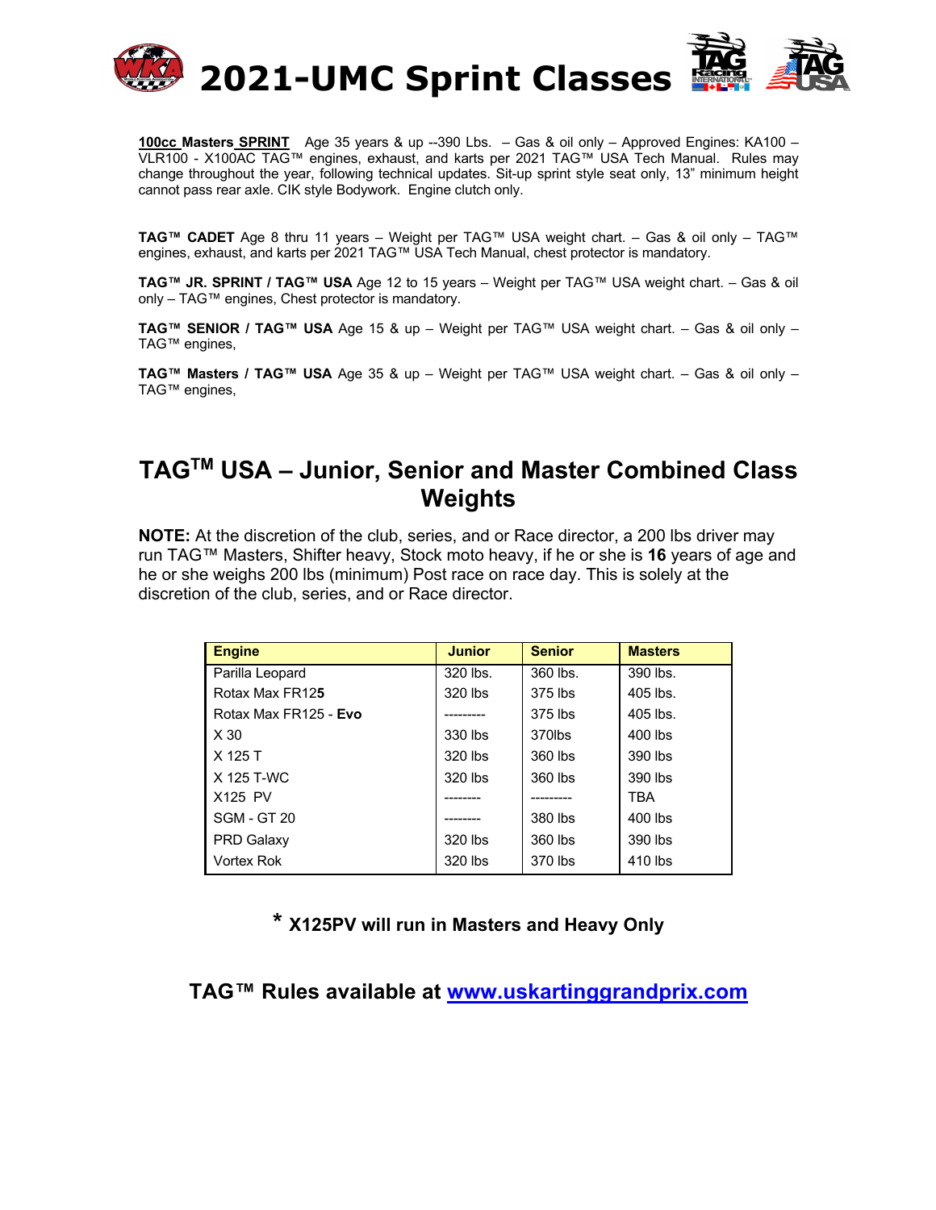# 2021-UMC Sprint Classes

**100cc Masters SPRINT** Age 35 years & up --390 Lbs. – Gas & oil only – Approved Engines: KA100 – VLR100 - X100AC TAG™ engines, exhaust, and karts per 2021 TAG™ USA Tech Manual. Rules may change throughout the year, following technical updates. Sit-up sprint style seat only, 13" minimum height cannot pass rear axle. CIK style Bodywork. Engine clutch only.

**TAG™ CADET** Age 8 thru 11 years – Weight per TAG™ USA weight chart. – Gas & oil only – TAG™ engines, exhaust, and karts per 2021 TAG™ USA Tech Manual, chest protector is mandatory.

**TAG™ JR. SPRINT / TAG™ USA** Age 12 to 15 years – Weight per TAG™ USA weight chart. – Gas & oil only – TAG™ engines, Chest protector is mandatory.

**TAG™ SENIOR / TAG™ USA** Age 15 & up – Weight per TAG™ USA weight chart. – Gas & oil only – TAG™ engines,

**TAG™ Masters / TAG™ USA** Age 35 & up – Weight per TAG™ USA weight chart. – Gas & oil only – TAG™ engines,

## TAG™ USA – Junior, Senior and Master Combined Class Weights

**NOTE:** At the discretion of the club, series, and or Race director, a 200 lbs driver may run TAG™ Masters, Shifter heavy, Stock moto heavy, if he or she is **16** years of age and he or she weighs 200 lbs (minimum) Post race on race day. This is solely at the discretion of the club, series, and or Race director.

| Engine | Junior | Senior | Masters |
|---|---|---|---|
| Parilla Leopard | 320 lbs. | 360 lbs. | 390 lbs. |
| Rotax Max FR12**5** | 320 lbs | 375 lbs | 405 lbs. |
| Rotax Max FR125 - **Evo** | --------- | 375 lbs | 405 lbs. |
| X 30 | 330 lbs | 370lbs | 400 lbs |
| X 125 T | 320 lbs | 360 lbs | 390 lbs |
| X 125 T-WC | 320 lbs | 360 lbs | 390 lbs |
| X125 PV | -------- | --------- | TBA |
| SGM - GT 20 | -------- | 380 lbs | 400 lbs |
| PRD Galaxy | 320 lbs | 360 lbs | 390 lbs |
| Vortex Rok | 320 lbs | 370 lbs | 410 lbs |

**\* X125PV will run in Masters and Heavy Only**

**TAG™ Rules available at [www.uskartinggrandprix.com](http://www.uskartinggrandprix.com)**